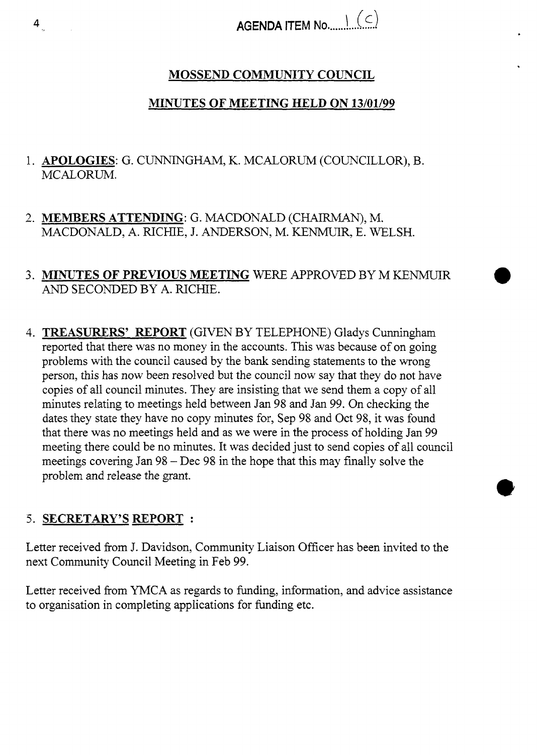AGENDA ITEM No. 1 (c)

# MOSSEND COMMUNITY COUNCIL

## MINUTES OF MEETING HELD ON 13/01/99

1. **APOLOGIES**: G. CUNNINGHAM, K. MCALORUM (COUNCILLOR), B. MCALORUM.

2. **MEMBERS ATTENDING**: G. MACDONALD (CHAIRMAN), M. MACDONALD, A. RICHIE, J. ANDERSON, M. KENMUIR, E. WELSH.

3. **MINUTES OF PREVIOUS MEETING** WERE APPROVED BY M KENMUIR AND SECONDED BY A. RICHIE.

4. **TREASURERS' REPORT** (GIVEN BY TELEPHONE) Gladys Cunningham reported that there was no money in the accounts. This was because of on going problems with the council caused by the bank sending statements to the wrong person, this has now been resolved but the council now say that they do not have copies of all council minutes. They are insisting that we send them a copy of all minutes relating to meetings held between Jan 98 and Jan 99. On checking the dates they state they have no copy minutes for, Sep 98 and Oct 98, it was found that there was no meetings held and as we were in the process of holding Jan 99 meeting there could be no minutes. It was decided just to send copies of all council meetings covering Jan 98 – Dec 98 in the hope that this may finally solve the problem and release the grant.

5. **SECRETARY'S REPORT** :

Letter received from J. Davidson, Community Liaison Officer has been invited to the next Community Council Meeting in Feb 99.

Letter received from YMCA as regards to funding, information, and advice assistance to organisation in completing applications for funding etc.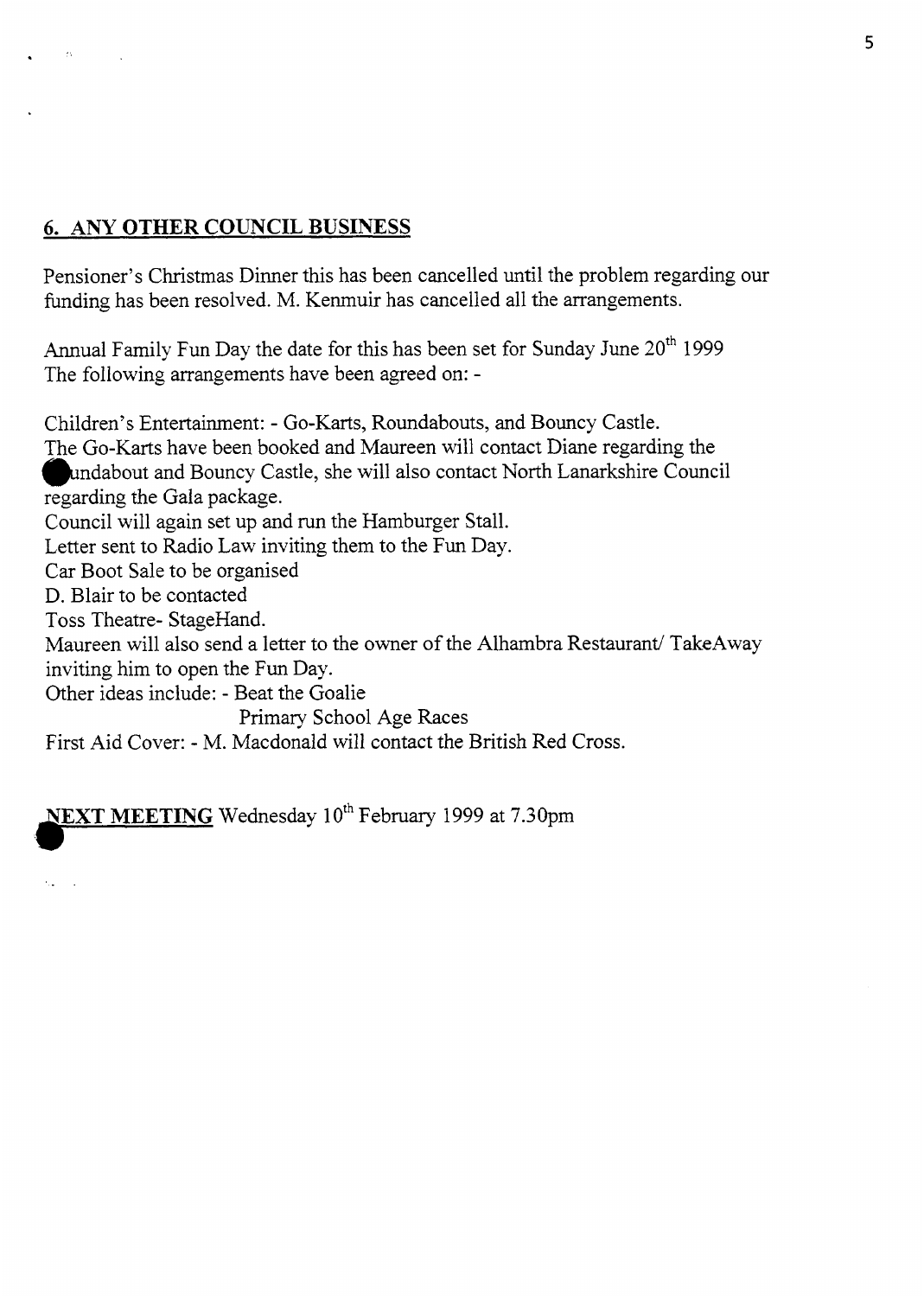## 6. ANY OTHER COUNCIL BUSINESS

Pensioner's Christmas Dinner this has been cancelled until the problem regarding our funding has been resolved. M. Kenmuir has cancelled all the arrangements.

Annual Family Fun Day the date for this has been set for Sunday June 20th 1999
The following arrangements have been agreed on: -

Children's Entertainment: - Go-Karts, Roundabouts, and Bouncy Castle.
The Go-Karts have been booked and Maureen will contact Diane regarding the Roundabout and Bouncy Castle, she will also contact North Lanarkshire Council regarding the Gala package.
Council will again set up and run the Hamburger Stall.
Letter sent to Radio Law inviting them to the Fun Day.
Car Boot Sale to be organised
D. Blair to be contacted
Toss Theatre- StageHand.
Maureen will also send a letter to the owner of the Alhambra Restaurant/ TakeAway inviting him to open the Fun Day.
Other ideas include: - Beat the Goalie
Primary School Age Races
First Aid Cover: - M. Macdonald will contact the British Red Cross.

**NEXT MEETING** Wednesday 10th February 1999 at 7.30pm